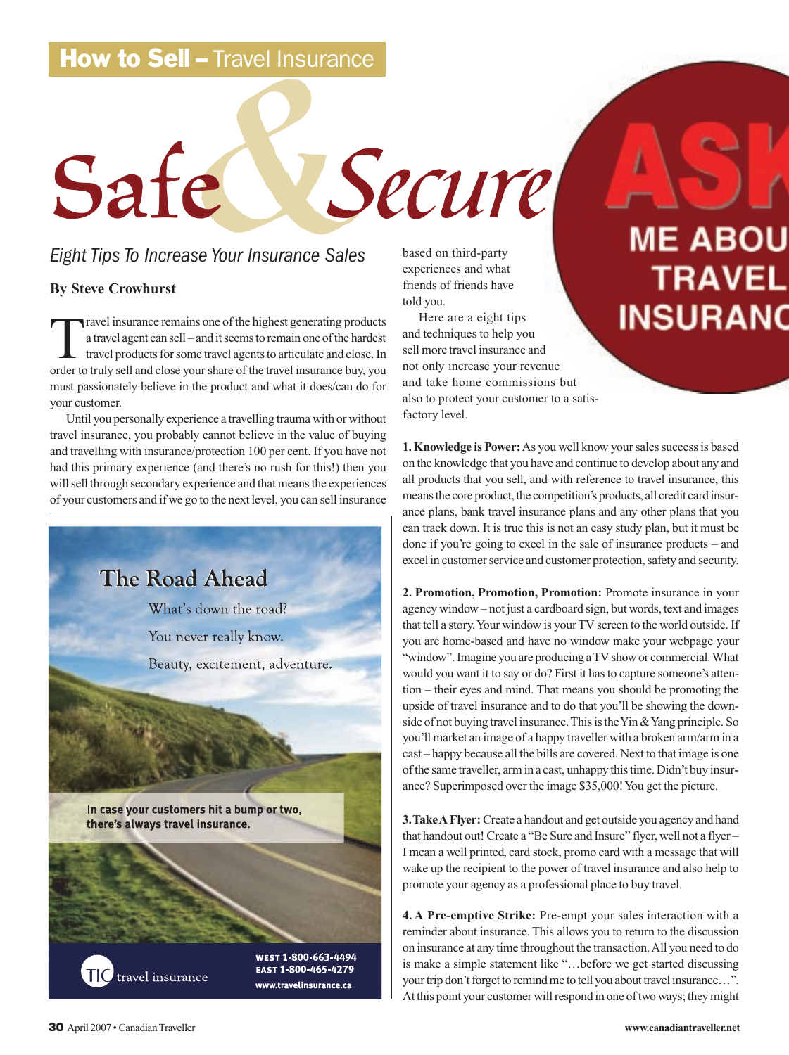**How to Sell –** Travel Insurance

# Safe & Secure

*Eight Tips To Increase Your Insurance Sales*

**By Steve Crowhurst**

Travel insurance remains one of the highest generating products a travel agent can sell – and it seems to remain one of the hardest travel products for some travel agents to articulate and close. In order to truly sell and close your share of the travel insurance buy, you must passionately believe in the product and what it does/can do for your customer.

Until you personally experience a travelling trauma with or without travel insurance, you probably cannot believe in the value of buying and travelling with insurance/protection 100 per cent. If you have not had this primary experience (and there's no rush for this!) then you will sell through secondary experience and that means the experiences of your customers and if we go to the next level, you can sell insurance based on third-party experiences and what friends of friends have told you.

Here are a eight tips and techniques to help you sell more travel insurance and not only increase your revenue and take home commissions but also to protect your customer to a satisfactory level.

ASK ME ABOUT TRAVEL INSURANCE

**1. Knowledge is Power:** As you well know your sales success is based on the knowledge that you have and continue to develop about any and all products that you sell, and with reference to travel insurance, this means the core product, the competition's products, all credit card insurance plans, bank travel insurance plans and any other plans that you can track down. It is true this is not an easy study plan, but it must be done if you're going to excel in the sale of insurance products – and excel in customer service and customer protection, safety and security.

**2. Promotion, Promotion, Promotion:** Promote insurance in your agency window – not just a cardboard sign, but words, text and images that tell a story. Your window is your TV screen to the world outside. If you are home-based and have no window make your webpage your "window". Imagine you are producing a TV show or commercial. What would you want it to say or do? First it has to capture someone's attention – their eyes and mind. That means you should be promoting the upside of travel insurance and to do that you'll be showing the downside of not buying travel insurance. This is the Yin & Yang principle. So you'll market an image of a happy traveller with a broken arm/arm in a cast – happy because all the bills are covered. Next to that image is one of the same traveller, arm in a cast, unhappy this time. Didn't buy insurance? Superimposed over the image $35,000! You get the picture.

**3. Take A Flyer:** Create a handout and get outside you agency and hand that handout out! Create a "Be Sure and Insure" flyer, well not a flyer – I mean a well printed, card stock, promo card with a message that will wake up the recipient to the power of travel insurance and also help to promote your agency as a professional place to buy travel.

**4. A Pre-emptive Strike:** Pre-empt your sales interaction with a reminder about insurance. This allows you to return to the discussion on insurance at any time throughout the transaction. All you need to do is make a simple statement like "…before we get started discussing your trip don't forget to remind me to tell you about travel insurance…". At this point your customer will respond in one of two ways; they might

The Road Ahead

What's down the road?

You never really know.

Beauty, excitement, adventure.

In case your customers hit a bump or two, there's always travel insurance.

TIC travel insurance

WEST 1-800-663-4494
EAST 1-800-465-4279
www.travelinsurance.ca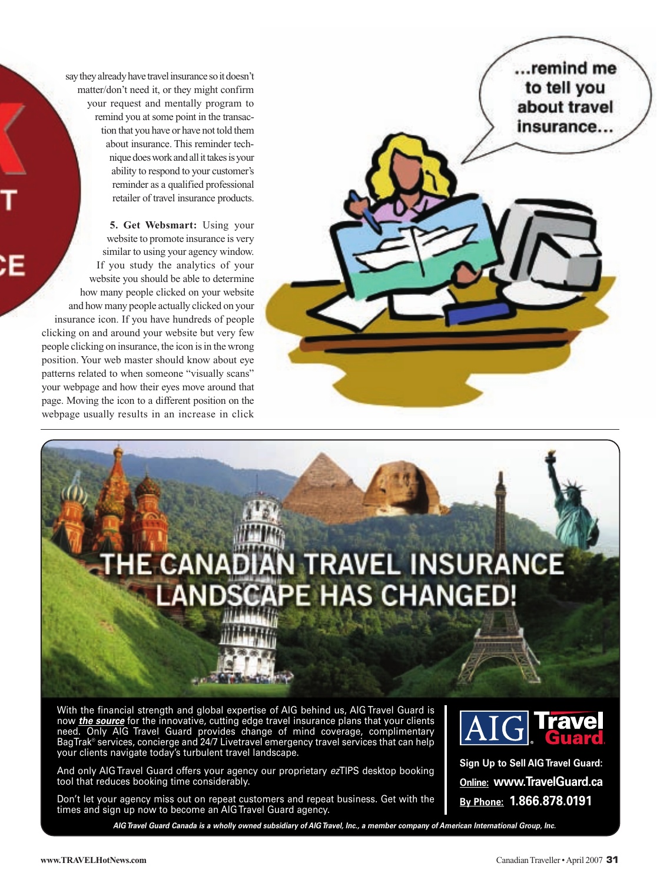say they already have travel insurance so it doesn't matter/don't need it, or they might confirm your request and mentally program to remind you at some point in the transaction that you have or have not told them about insurance. This reminder technique does work and all it takes is your ability to respond to your customer's reminder as a qualified professional retailer of travel insurance products.

**5. Get Websmart:** Using your website to promote insurance is very similar to using your agency window. If you study the analytics of your website you should be able to determine how many people clicked on your website and how many people actually clicked on your insurance icon. If you have hundreds of people clicking on and around your website but very few people clicking on insurance, the icon is in the wrong position. Your web master should know about eye patterns related to when someone "visually scans" your webpage and how their eyes move around that page. Moving the icon to a different position on the webpage usually results in an increase in click

...remind me to tell you about travel insurance...

# THE CANADIAN TRAVEL INSURANCE LANDSCAPE HAS CHANGED!

With the financial strength and global expertise of AIG behind us, AIG Travel Guard is now ***the source*** for the innovative, cutting edge travel insurance plans that your clients need. Only AIG Travel Guard provides change of mind coverage, complimentary BagTrak® services, concierge and 24/7 Livetravel emergency travel services that can help your clients navigate today's turbulent travel landscape.

And only AIG Travel Guard offers your agency our proprietary *ez*TIPS desktop booking tool that reduces booking time considerably.

Don't let your agency miss out on repeat customers and repeat business. Get with the times and sign up now to become an AIG Travel Guard agency.

AIG Travel Guard

**Sign Up to Sell AIG Travel Guard:**

**Online: www.TravelGuard.ca**

**By Phone: 1.866.878.0191**

***AIG Travel Guard Canada is a wholly owned subsidiary of AIG Travel, Inc., a member company of American International Group, Inc.***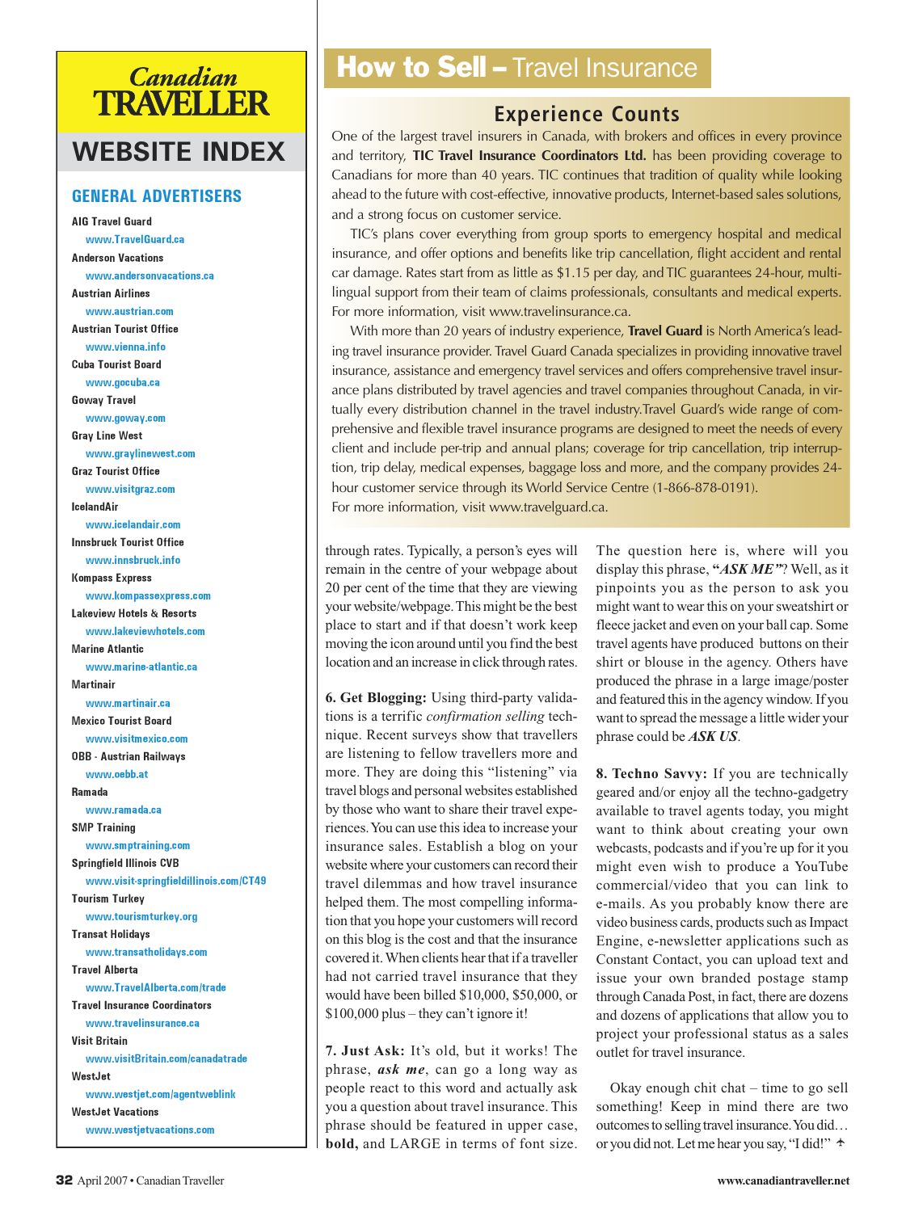## Canadian TRAVELLER WEBSITE INDEX

### GENERAL ADVERTISERS

**AIG Travel Guard**
www.TravelGuard.ca

**Anderson Vacations**
www.andersonvacations.ca

**Austrian Airlines**
www.austrian.com

**Austrian Tourist Office**
www.vienna.info

**Cuba Tourist Board**
www.gocuba.ca

**Goway Travel**
www.goway.com

**Gray Line West**
www.graylinewest.com

**Graz Tourist Office**
www.visitgraz.com

**IcelandAir**
www.icelandair.com

**Innsbruck Tourist Office**
www.innsbruck.info

**Kompass Express**
www.kompassexpress.com

**Lakeview Hotels & Resorts**
www.lakeviewhotels.com

**Marine Atlantic**
www.marine-atlantic.ca

**Martinair**
www.martinair.ca

**Mexico Tourist Board**
www.visitmexico.com

**OBB - Austrian Railways**
www.oebb.at

**Ramada**
www.ramada.ca

**SMP Training**
www.smptraining.com

**Springfield Illinois CVB**
www.visit-springfieldillinois.com/CT49

**Tourism Turkey**
www.tourismturkey.org

**Transat Holidays**
www.transatholidays.com

**Travel Alberta**
www.TravelAlberta.com/trade

**Travel Insurance Coordinators**
www.travelinsurance.ca

**Visit Britain**
www.visitBritain.com/canadatrade

**WestJet**
www.westjet.com/agentweblink

**WestJet Vacations**
www.westjetvacations.com

# How to Sell – Travel Insurance

## Experience Counts

One of the largest travel insurers in Canada, with brokers and offices in every province and territory, **TIC Travel Insurance Coordinators Ltd.** has been providing coverage to Canadians for more than 40 years. TIC continues that tradition of quality while looking ahead to the future with cost-effective, innovative products, Internet-based sales solutions, and a strong focus on customer service.

TIC's plans cover everything from group sports to emergency hospital and medical insurance, and offer options and benefits like trip cancellation, flight accident and rental car damage. Rates start from as little as $1.15 per day, and TIC guarantees 24-hour, multi-lingual support from their team of claims professionals, consultants and medical experts. For more information, visit www.travelinsurance.ca.

With more than 20 years of industry experience, **Travel Guard** is North America's leading travel insurance provider. Travel Guard Canada specializes in providing innovative travel insurance, assistance and emergency travel services and offers comprehensive travel insurance plans distributed by travel agencies and travel companies throughout Canada, in virtually every distribution channel in the travel industry. Travel Guard's wide range of comprehensive and flexible travel insurance programs are designed to meet the needs of every client and include per-trip and annual plans; coverage for trip cancellation, trip interruption, trip delay, medical expenses, baggage loss and more, and the company provides 24-hour customer service through its World Service Centre (1-866-878-0191).
For more information, visit www.travelguard.ca.

through rates. Typically, a person's eyes will remain in the centre of your webpage about 20 per cent of the time that they are viewing your website/webpage. This might be the best place to start and if that doesn't work keep moving the icon around until you find the best location and an increase in click through rates.

**6. Get Blogging:** Using third-party validations is a terrific *confirmation selling* technique. Recent surveys show that travellers are listening to fellow travellers more and more. They are doing this "listening" via travel blogs and personal websites established by those who want to share their travel experiences. You can use this idea to increase your insurance sales. Establish a blog on your website where your customers can record their travel dilemmas and how travel insurance helped them. The most compelling information that you hope your customers will record on this blog is the cost and that the insurance covered it. When clients hear that if a traveller had not carried travel insurance that they would have been billed $10,000, $50,000, or $100,000 plus – they can't ignore it!

**7. Just Ask:** It's old, but it works! The phrase, ***ask me***, can go a long way as people react to this word and actually ask you a question about travel insurance. This phrase should be featured in upper case, **bold,** and LARGE in terms of font size. The question here is, where will you display this phrase, **"*ASK ME"*?** Well, as it pinpoints you as the person to ask you might want to wear this on your sweatshirt or fleece jacket and even on your ball cap. Some travel agents have produced buttons on their shirt or blouse in the agency. Others have produced the phrase in a large image/poster and featured this in the agency window. If you want to spread the message a little wider your phrase could be ***ASK US***.

**8. Techno Savvy:** If you are technically geared and/or enjoy all the techno-gadgetry available to travel agents today, you might want to think about creating your own webcasts, podcasts and if you're up for it you might even wish to produce a YouTube commercial/video that you can link to e-mails. As you probably know there are video business cards, products such as Impact Engine, e-newsletter applications such as Constant Contact, you can upload text and issue your own branded postage stamp through Canada Post, in fact, there are dozens and dozens of applications that allow you to project your professional status as a sales outlet for travel insurance.

Okay enough chit chat – time to go sell something! Keep in mind there are two outcomes to selling travel insurance. You did… or you did not. Let me hear you say, "I did!"